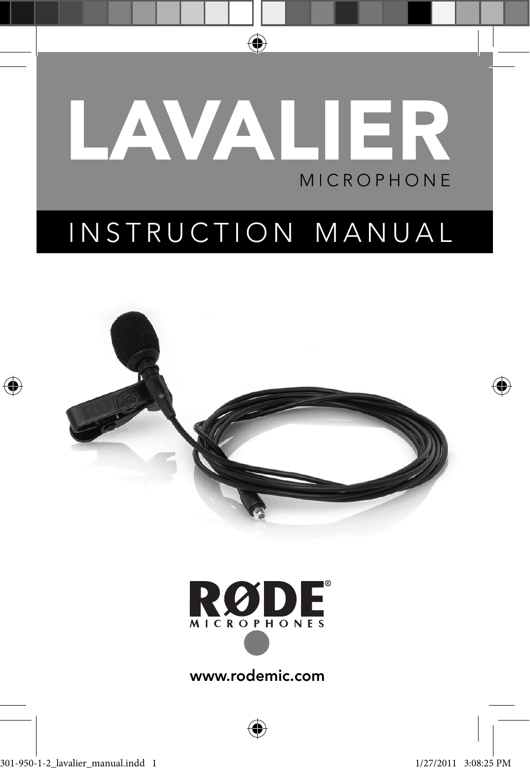# LAVALIER

MICROPHONE

## INSTRUCTION MANUAL

RØDE®

MICROPHONES

www.rodemic.com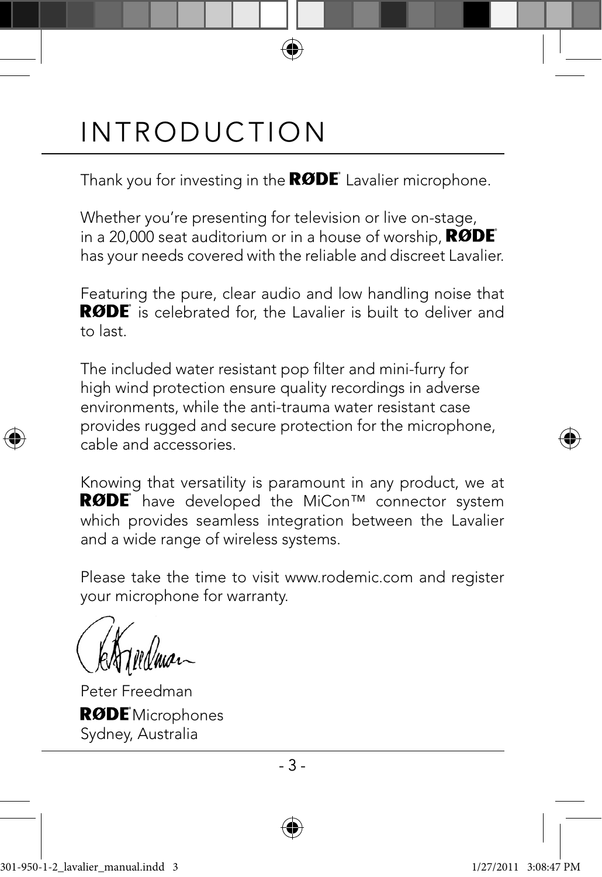# INTRODUCTION

Thank you for investing in the RØDE® Lavalier microphone.

Whether you're presenting for television or live on-stage, in a 20,000 seat auditorium or in a house of worship, RØDE® has your needs covered with the reliable and discreet Lavalier.

Featuring the pure, clear audio and low handling noise that RØDE® is celebrated for, the Lavalier is built to deliver and to last.

The included water resistant pop filter and mini-furry for high wind protection ensure quality recordings in adverse environments, while the anti-trauma water resistant case provides rugged and secure protection for the microphone, cable and accessories.

Knowing that versatility is paramount in any product, we at RØDE® have developed the MiCon™ connector system which provides seamless integration between the Lavalier and a wide range of wireless systems.

Please take the time to visit www.rodemic.com and register your microphone for warranty.

Peter Freedman
RØDE® Microphones
Sydney, Australia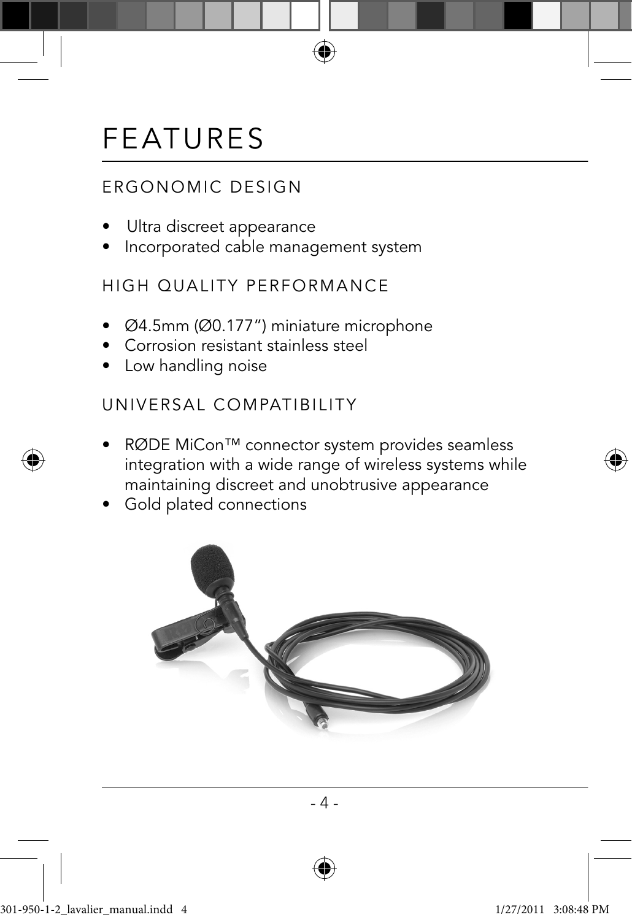# FEATURES

## ERGONOMIC DESIGN

- Ultra discreet appearance
- Incorporated cable management system

## HIGH QUALITY PERFORMANCE

- Ø4.5mm (Ø0.177”) miniature microphone
- Corrosion resistant stainless steel
- Low handling noise

## UNIVERSAL COMPATIBILITY

- RØDE MiCon™ connector system provides seamless integration with a wide range of wireless systems while maintaining discreet and unobtrusive appearance
- Gold plated connections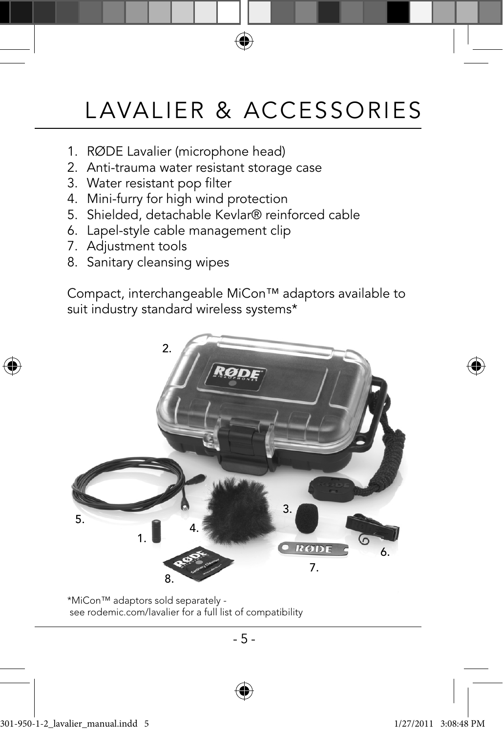# LAVALIER & ACCESSORIES

1. RØDE Lavalier (microphone head)
2. Anti-trauma water resistant storage case
3. Water resistant pop filter
4. Mini-furry for high wind protection
5. Shielded, detachable Kevlar® reinforced cable
6. Lapel-style cable management clip
7. Adjustment tools
8. Sanitary cleansing wipes

Compact, interchangeable MiCon™ adaptors available to suit industry standard wireless systems*

*MiCon™ adaptors sold separately - see rodemic.com/lavalier for a full list of compatibility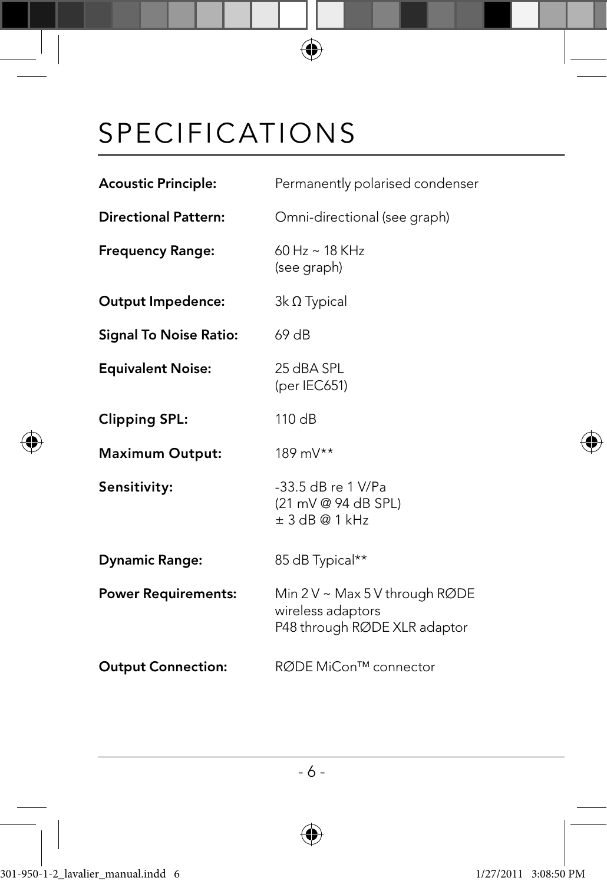# SPECIFICATIONS

| | |
|---|---|
| **Acoustic Principle:** | Permanently polarised condenser |
| **Directional Pattern:** | Omni-directional (see graph) |
| **Frequency Range:** | 60 Hz ~ 18 KHz<br>(see graph) |
| **Output Impedence:** | 3k Ω Typical |
| **Signal To Noise Ratio:** | 69 dB |
| **Equivalent Noise:** | 25 dBA SPL<br>(per IEC651) |
| **Clipping SPL:** | 110 dB |
| **Maximum Output:** | 189 mV** |
| **Sensitivity:** | -33.5 dB re 1 V/Pa<br>(21 mV @ 94 dB SPL)<br>± 3 dB @ 1 kHz |
| **Dynamic Range:** | 85 dB Typical** |
| **Power Requirements:** | Min 2 V ~ Max 5 V through RØDE wireless adaptors<br>P48 through RØDE XLR adaptor |
| **Output Connection:** | RØDE MiCon™ connector |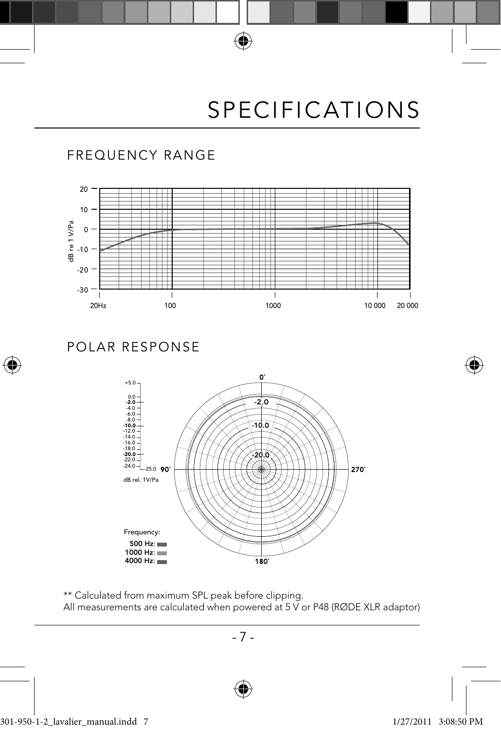# SPECIFICATIONS

## FREQUENCY RANGE

## POLAR RESPONSE

** Calculated from maximum SPL peak before clipping.
All measurements are calculated when powered at 5 V or P48 (RØDE XLR adaptor)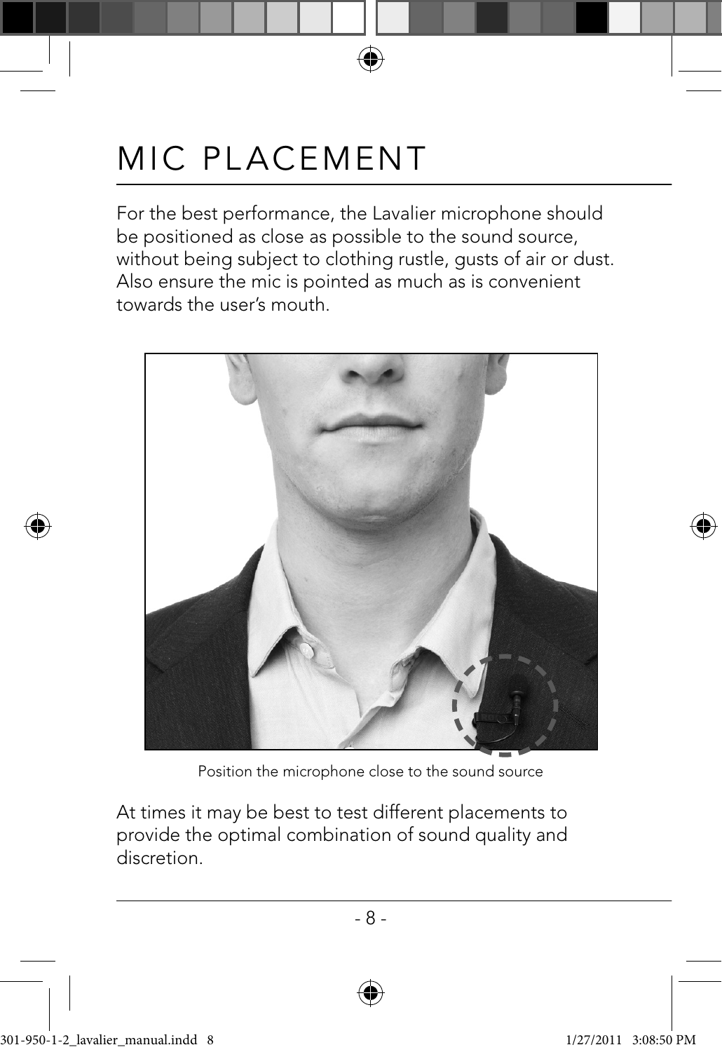# MIC PLACEMENT

For the best performance, the Lavalier microphone should be positioned as close as possible to the sound source, without being subject to clothing rustle, gusts of air or dust. Also ensure the mic is pointed as much as is convenient towards the user's mouth.

Position the microphone close to the sound source

At times it may be best to test different placements to provide the optimal combination of sound quality and discretion.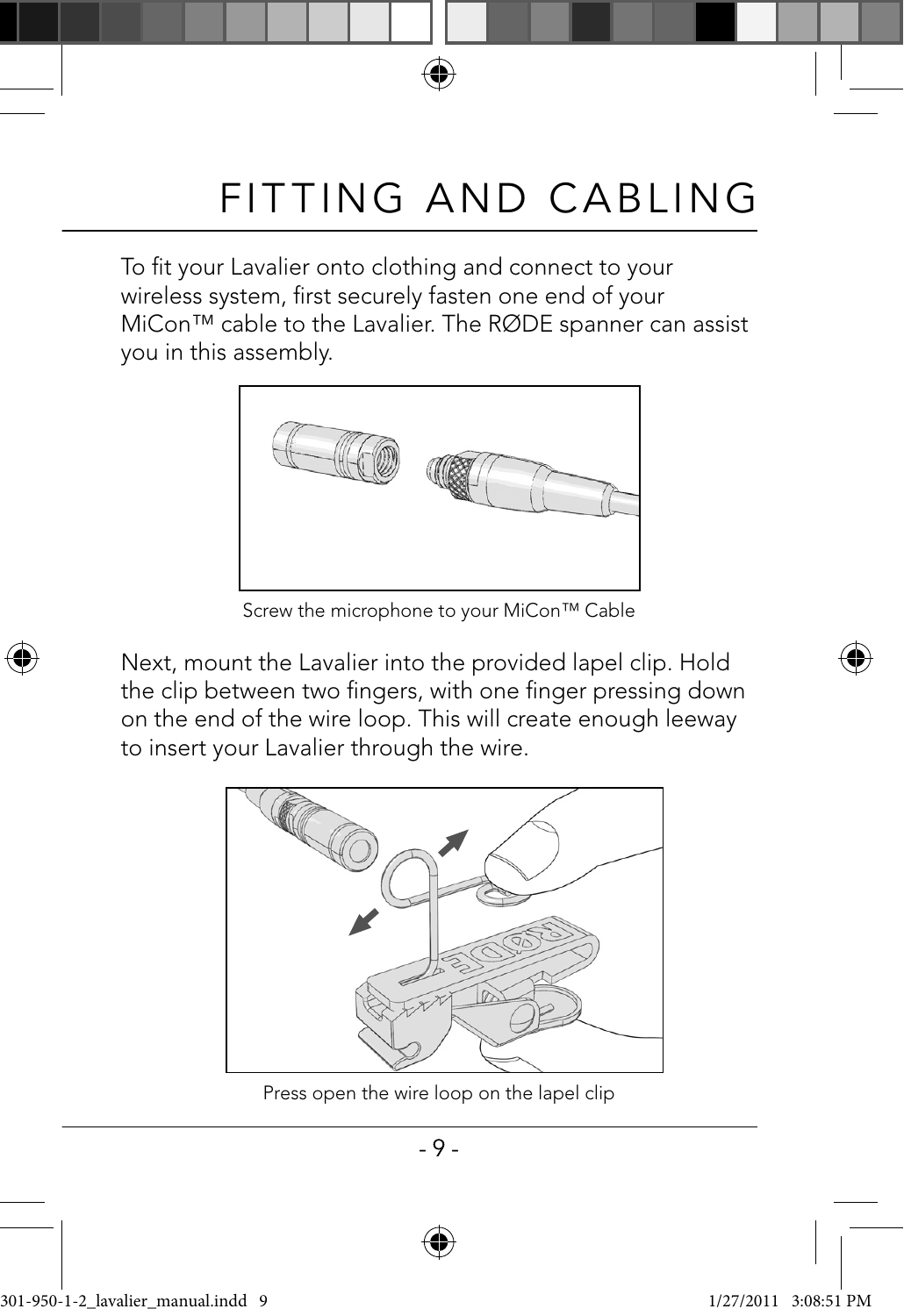# FITTING AND CABLING

To fit your Lavalier onto clothing and connect to your wireless system, first securely fasten one end of your MiCon™ cable to the Lavalier. The RØDE spanner can assist you in this assembly.

Screw the microphone to your MiCon™ Cable

Next, mount the Lavalier into the provided lapel clip. Hold the clip between two fingers, with one finger pressing down on the end of the wire loop. This will create enough leeway to insert your Lavalier through the wire.

Press open the wire loop on the lapel clip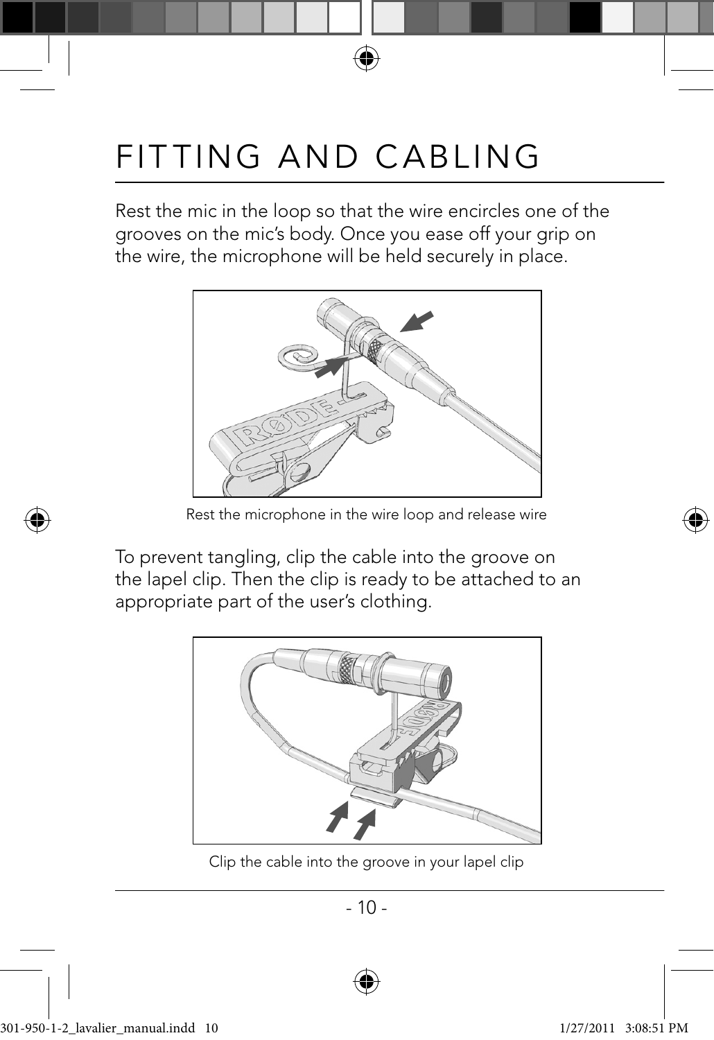# FITTING AND CABLING

Rest the mic in the loop so that the wire encircles one of the grooves on the mic's body. Once you ease off your grip on the wire, the microphone will be held securely in place.

Rest the microphone in the wire loop and release wire

To prevent tangling, clip the cable into the groove on the lapel clip. Then the clip is ready to be attached to an appropriate part of the user's clothing.

Clip the cable into the groove in your lapel clip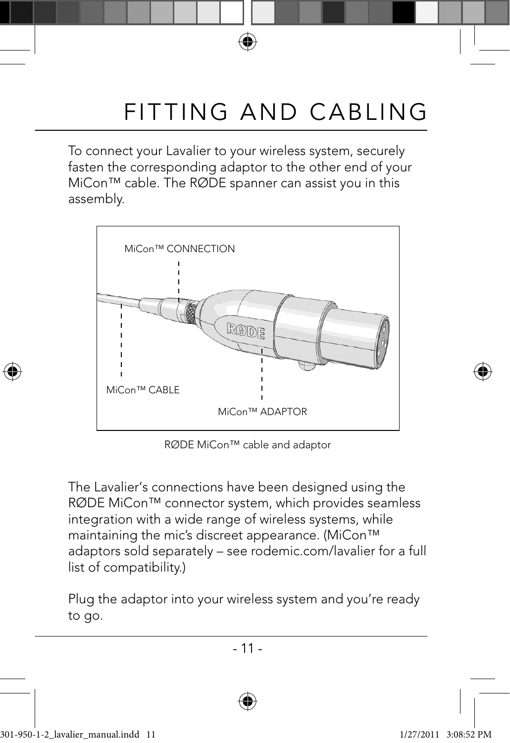# FITTING AND CABLING

To connect your Lavalier to your wireless system, securely fasten the corresponding adaptor to the other end of your MiCon™ cable. The RØDE spanner can assist you in this assembly.

MiCon™ CONNECTION

MiCon™ CABLE

MiCon™ ADAPTOR

RØDE MiCon™ cable and adaptor

The Lavalier's connections have been designed using the RØDE MiCon™ connector system, which provides seamless integration with a wide range of wireless systems, while maintaining the mic's discreet appearance. (MiCon™ adaptors sold separately – see rodemic.com/lavalier for a full list of compatibility.)

Plug the adaptor into your wireless system and you're ready to go.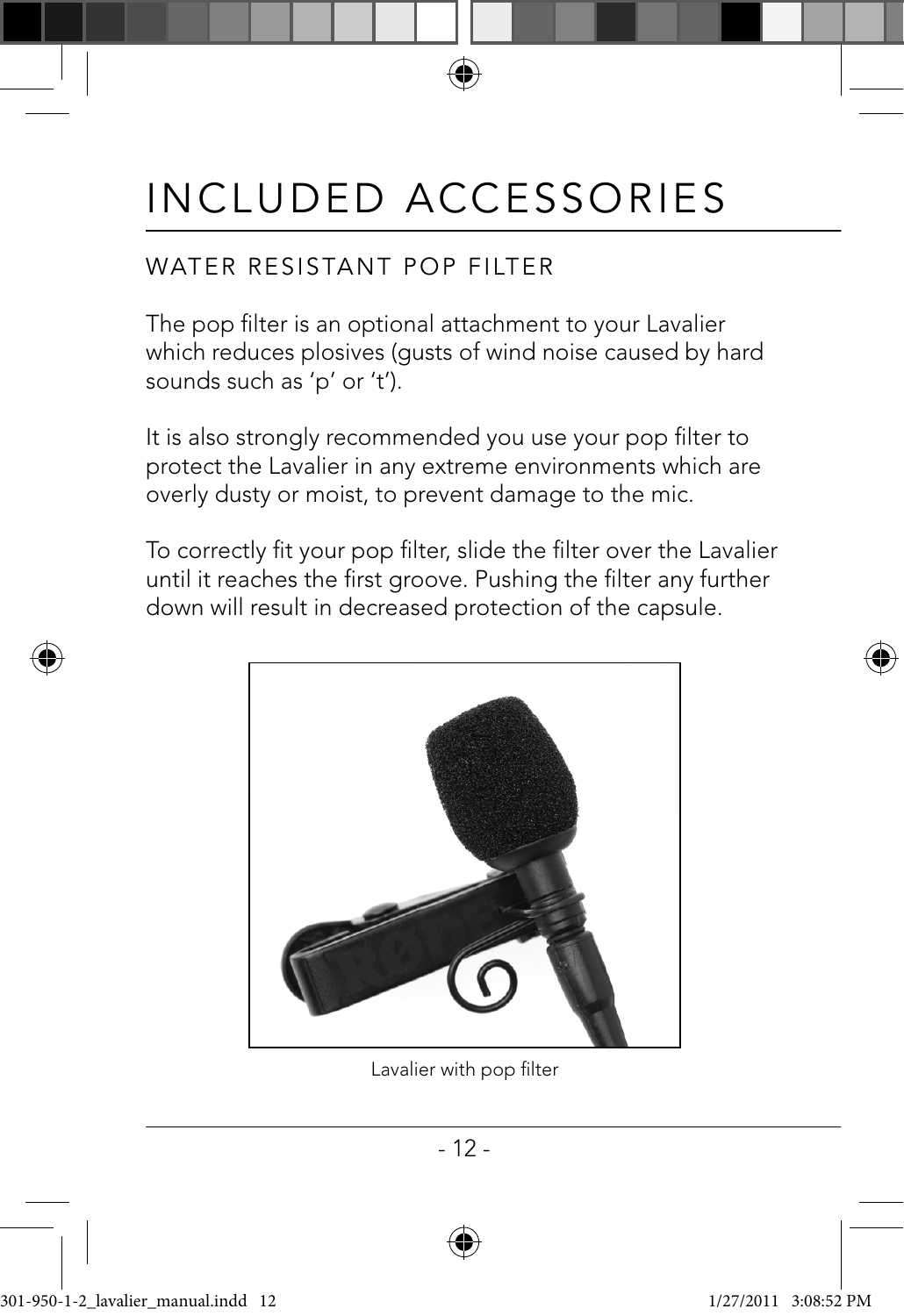# INCLUDED ACCESSORIES

## WATER RESISTANT POP FILTER

The pop filter is an optional attachment to your Lavalier which reduces plosives (gusts of wind noise caused by hard sounds such as ‘p’ or ‘t’).

It is also strongly recommended you use your pop filter to protect the Lavalier in any extreme environments which are overly dusty or moist, to prevent damage to the mic.

To correctly fit your pop filter, slide the filter over the Lavalier until it reaches the first groove. Pushing the filter any further down will result in decreased protection of the capsule.

Lavalier with pop filter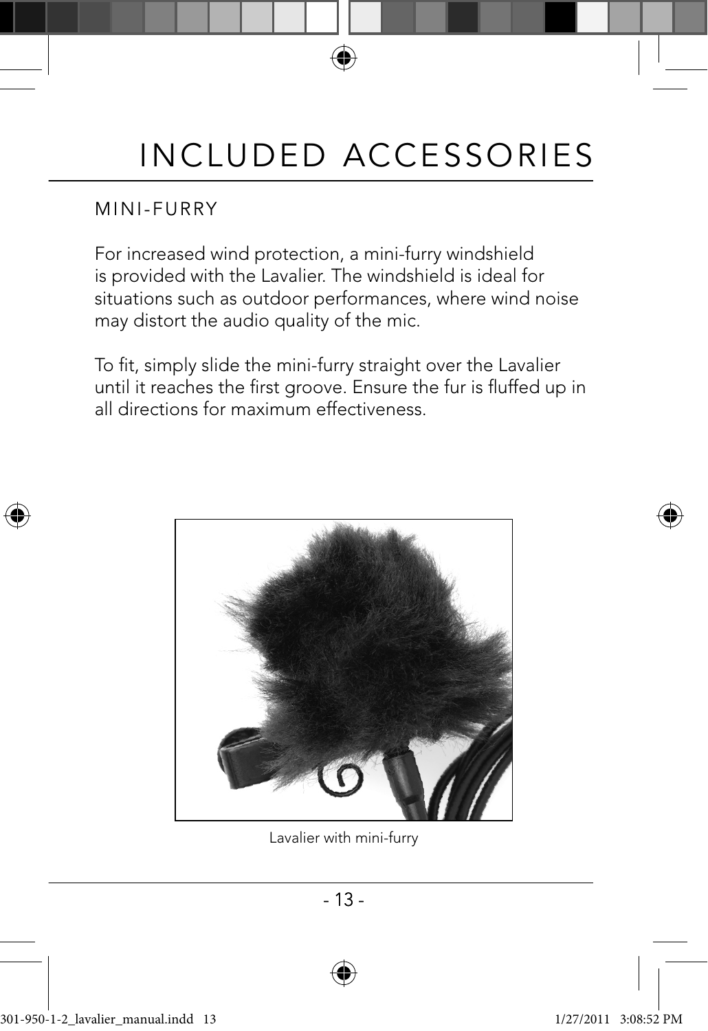# INCLUDED ACCESSORIES

## MINI-FURRY

For increased wind protection, a mini-furry windshield is provided with the Lavalier. The windshield is ideal for situations such as outdoor performances, where wind noise may distort the audio quality of the mic.

To fit, simply slide the mini-furry straight over the Lavalier until it reaches the first groove. Ensure the fur is fluffed up in all directions for maximum effectiveness.

Lavalier with mini-furry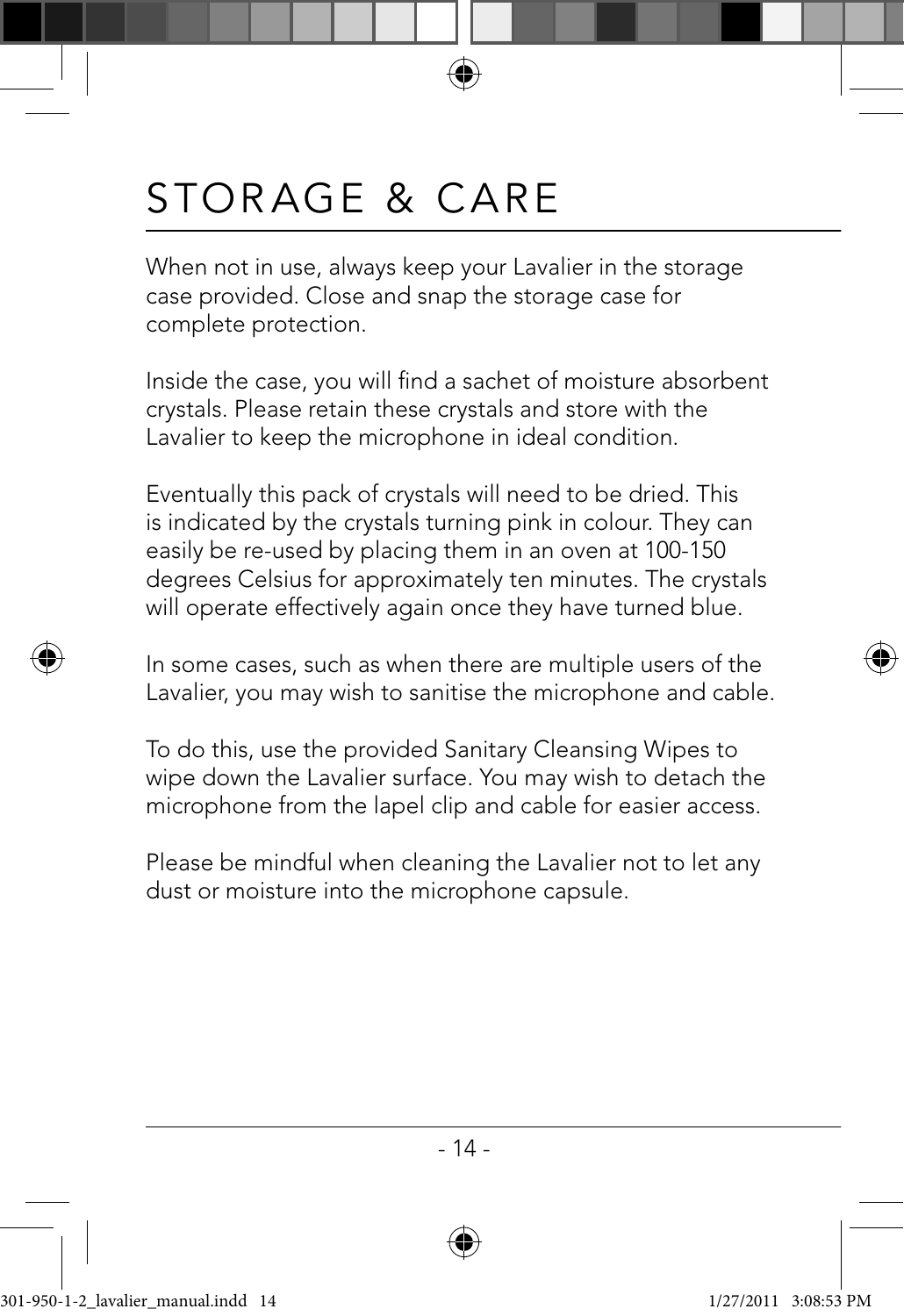# STORAGE & CARE

When not in use, always keep your Lavalier in the storage case provided. Close and snap the storage case for complete protection.

Inside the case, you will find a sachet of moisture absorbent crystals. Please retain these crystals and store with the Lavalier to keep the microphone in ideal condition.

Eventually this pack of crystals will need to be dried. This is indicated by the crystals turning pink in colour. They can easily be re-used by placing them in an oven at 100-150 degrees Celsius for approximately ten minutes. The crystals will operate effectively again once they have turned blue.

In some cases, such as when there are multiple users of the Lavalier, you may wish to sanitise the microphone and cable.

To do this, use the provided Sanitary Cleansing Wipes to wipe down the Lavalier surface. You may wish to detach the microphone from the lapel clip and cable for easier access.

Please be mindful when cleaning the Lavalier not to let any dust or moisture into the microphone capsule.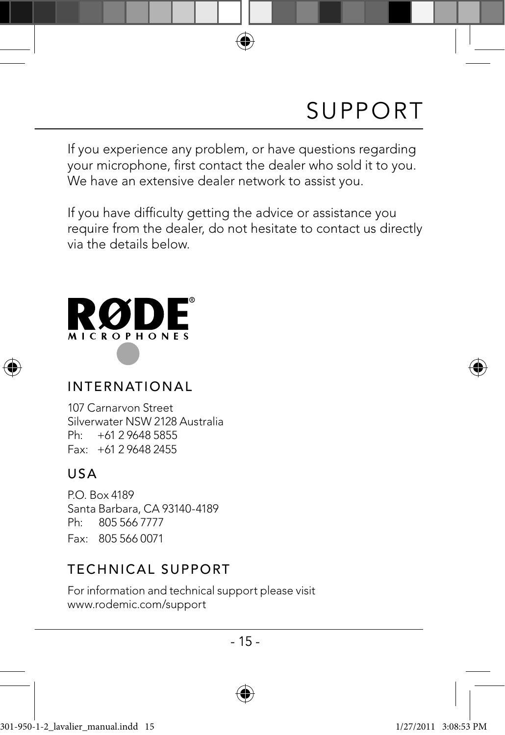# SUPPORT

If you experience any problem, or have questions regarding your microphone, first contact the dealer who sold it to you. We have an extensive dealer network to assist you.

If you have difficulty getting the advice or assistance you require from the dealer, do not hesitate to contact us directly via the details below.

RØDE® MICROPHONES

## INTERNATIONAL

107 Carnarvon Street
Silverwater NSW 2128 Australia
Ph: +61 2 9648 5855
Fax: +61 2 9648 2455

## USA

P.O. Box 4189
Santa Barbara, CA 93140-4189
Ph: 805 566 7777
Fax: 805 566 0071

## TECHNICAL SUPPORT

For information and technical support please visit
www.rodemic.com/support